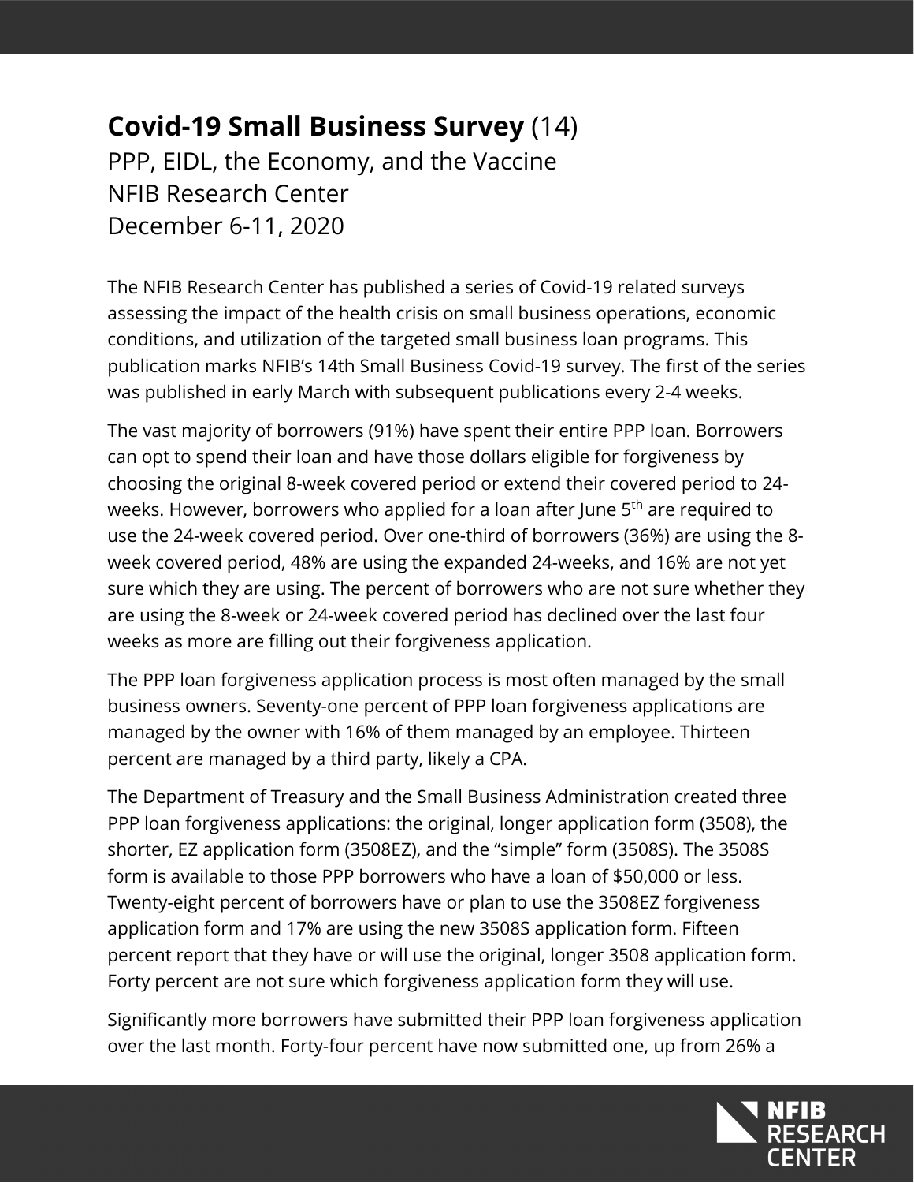# **Covid-19 Small Business Survey** (14)

PPP, EIDL, the Economy, and the Vaccine
NFIB Research Center
December 6-11, 2020

The NFIB Research Center has published a series of Covid-19 related surveys assessing the impact of the health crisis on small business operations, economic conditions, and utilization of the targeted small business loan programs. This publication marks NFIB's 14th Small Business Covid-19 survey. The first of the series was published in early March with subsequent publications every 2-4 weeks.

The vast majority of borrowers (91%) have spent their entire PPP loan. Borrowers can opt to spend their loan and have those dollars eligible for forgiveness by choosing the original 8-week covered period or extend their covered period to 24-weeks. However, borrowers who applied for a loan after June 5th are required to use the 24-week covered period. Over one-third of borrowers (36%) are using the 8-week covered period, 48% are using the expanded 24-weeks, and 16% are not yet sure which they are using. The percent of borrowers who are not sure whether they are using the 8-week or 24-week covered period has declined over the last four weeks as more are filling out their forgiveness application.

The PPP loan forgiveness application process is most often managed by the small business owners. Seventy-one percent of PPP loan forgiveness applications are managed by the owner with 16% of them managed by an employee. Thirteen percent are managed by a third party, likely a CPA.

The Department of Treasury and the Small Business Administration created three PPP loan forgiveness applications: the original, longer application form (3508), the shorter, EZ application form (3508EZ), and the "simple" form (3508S). The 3508S form is available to those PPP borrowers who have a loan of $50,000 or less. Twenty-eight percent of borrowers have or plan to use the 3508EZ forgiveness application form and 17% are using the new 3508S application form. Fifteen percent report that they have or will use the original, longer 3508 application form. Forty percent are not sure which forgiveness application form they will use.

Significantly more borrowers have submitted their PPP loan forgiveness application over the last month. Forty-four percent have now submitted one, up from 26% a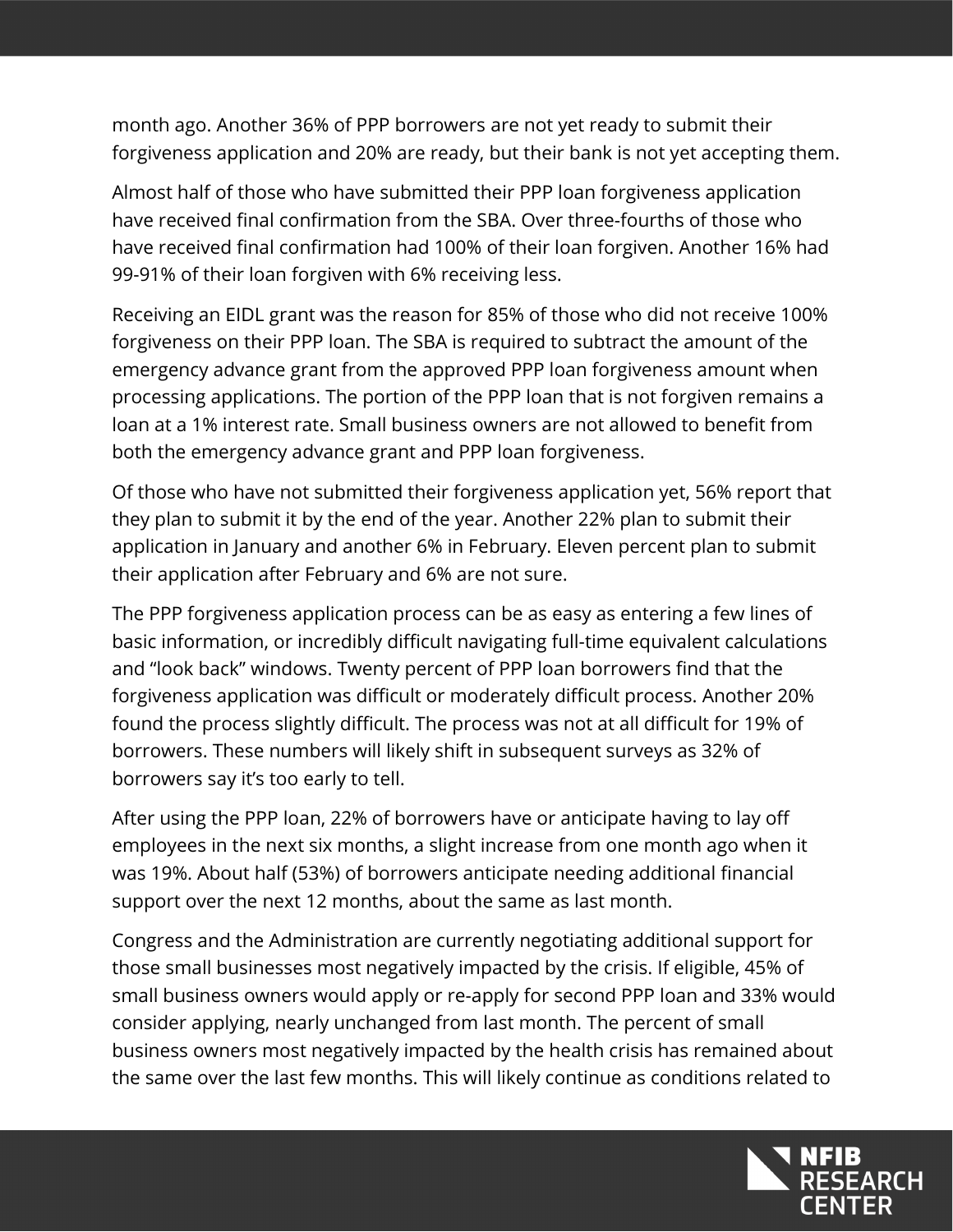month ago. Another 36% of PPP borrowers are not yet ready to submit their forgiveness application and 20% are ready, but their bank is not yet accepting them.

Almost half of those who have submitted their PPP loan forgiveness application have received final confirmation from the SBA. Over three-fourths of those who have received final confirmation had 100% of their loan forgiven. Another 16% had 99-91% of their loan forgiven with 6% receiving less.

Receiving an EIDL grant was the reason for 85% of those who did not receive 100% forgiveness on their PPP loan. The SBA is required to subtract the amount of the emergency advance grant from the approved PPP loan forgiveness amount when processing applications. The portion of the PPP loan that is not forgiven remains a loan at a 1% interest rate. Small business owners are not allowed to benefit from both the emergency advance grant and PPP loan forgiveness.

Of those who have not submitted their forgiveness application yet, 56% report that they plan to submit it by the end of the year. Another 22% plan to submit their application in January and another 6% in February. Eleven percent plan to submit their application after February and 6% are not sure.

The PPP forgiveness application process can be as easy as entering a few lines of basic information, or incredibly difficult navigating full-time equivalent calculations and "look back" windows. Twenty percent of PPP loan borrowers find that the forgiveness application was difficult or moderately difficult process. Another 20% found the process slightly difficult. The process was not at all difficult for 19% of borrowers. These numbers will likely shift in subsequent surveys as 32% of borrowers say it's too early to tell.

After using the PPP loan, 22% of borrowers have or anticipate having to lay off employees in the next six months, a slight increase from one month ago when it was 19%. About half (53%) of borrowers anticipate needing additional financial support over the next 12 months, about the same as last month.

Congress and the Administration are currently negotiating additional support for those small businesses most negatively impacted by the crisis. If eligible, 45% of small business owners would apply or re-apply for second PPP loan and 33% would consider applying, nearly unchanged from last month. The percent of small business owners most negatively impacted by the health crisis has remained about the same over the last few months. This will likely continue as conditions related to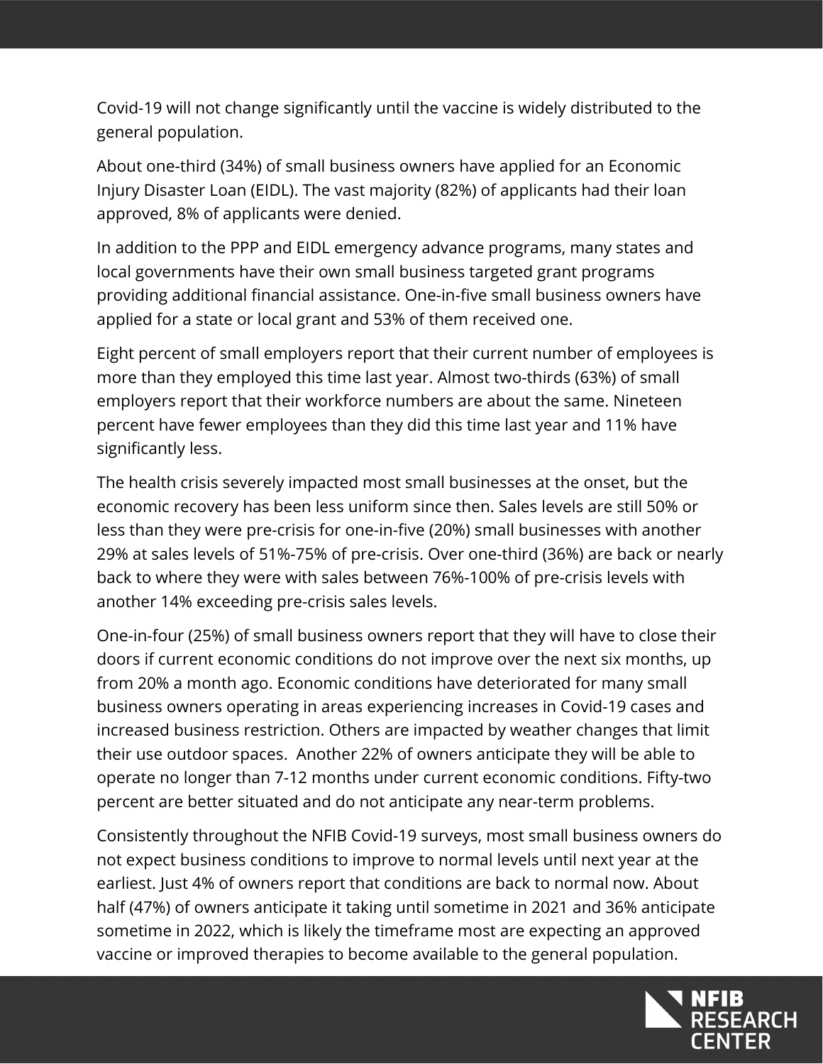Covid-19 will not change significantly until the vaccine is widely distributed to the general population.

About one-third (34%) of small business owners have applied for an Economic Injury Disaster Loan (EIDL). The vast majority (82%) of applicants had their loan approved, 8% of applicants were denied.

In addition to the PPP and EIDL emergency advance programs, many states and local governments have their own small business targeted grant programs providing additional financial assistance. One-in-five small business owners have applied for a state or local grant and 53% of them received one.

Eight percent of small employers report that their current number of employees is more than they employed this time last year. Almost two-thirds (63%) of small employers report that their workforce numbers are about the same. Nineteen percent have fewer employees than they did this time last year and 11% have significantly less.

The health crisis severely impacted most small businesses at the onset, but the economic recovery has been less uniform since then. Sales levels are still 50% or less than they were pre-crisis for one-in-five (20%) small businesses with another 29% at sales levels of 51%-75% of pre-crisis. Over one-third (36%) are back or nearly back to where they were with sales between 76%-100% of pre-crisis levels with another 14% exceeding pre-crisis sales levels.

One-in-four (25%) of small business owners report that they will have to close their doors if current economic conditions do not improve over the next six months, up from 20% a month ago. Economic conditions have deteriorated for many small business owners operating in areas experiencing increases in Covid-19 cases and increased business restriction. Others are impacted by weather changes that limit their use outdoor spaces. Another 22% of owners anticipate they will be able to operate no longer than 7-12 months under current economic conditions. Fifty-two percent are better situated and do not anticipate any near-term problems.

Consistently throughout the NFIB Covid-19 surveys, most small business owners do not expect business conditions to improve to normal levels until next year at the earliest. Just 4% of owners report that conditions are back to normal now. About half (47%) of owners anticipate it taking until sometime in 2021 and 36% anticipate sometime in 2022, which is likely the timeframe most are expecting an approved vaccine or improved therapies to become available to the general population.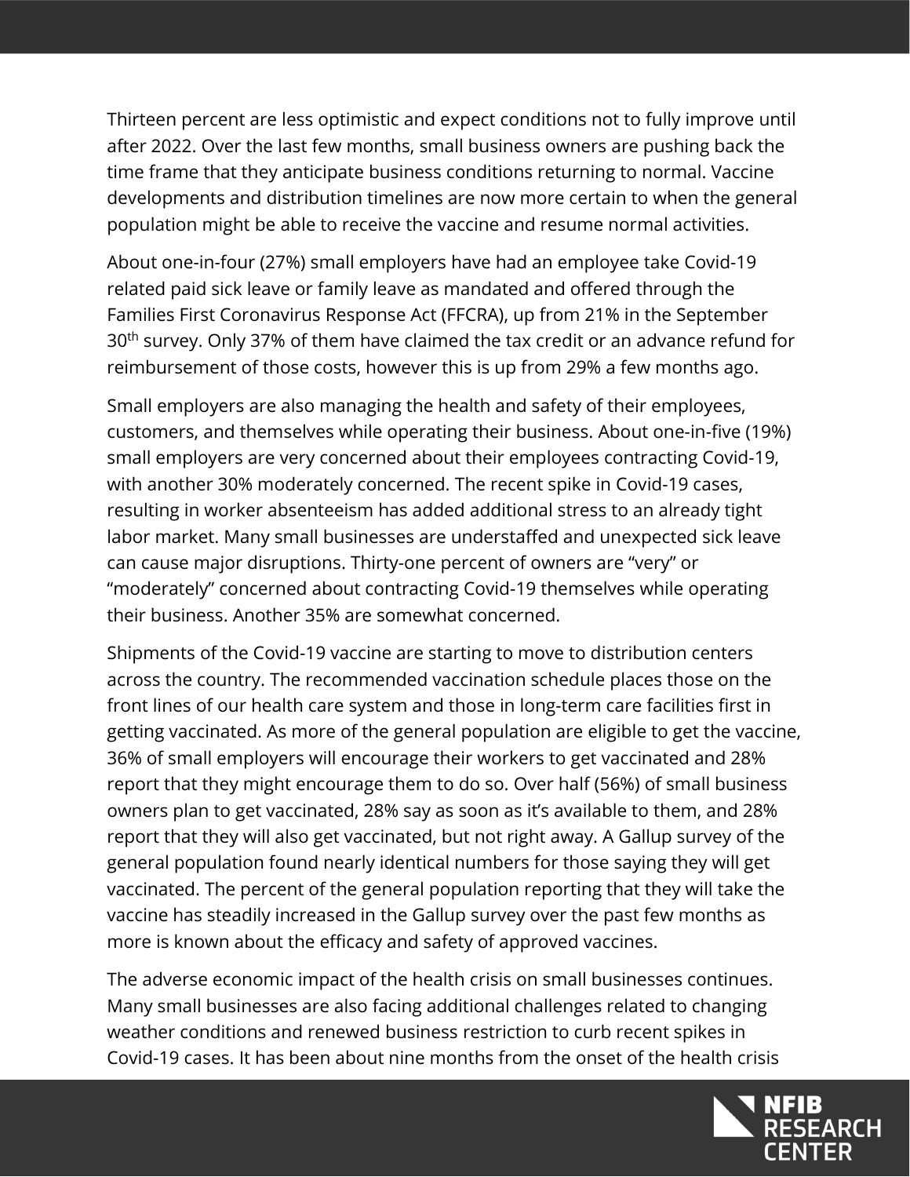Thirteen percent are less optimistic and expect conditions not to fully improve until after 2022. Over the last few months, small business owners are pushing back the time frame that they anticipate business conditions returning to normal. Vaccine developments and distribution timelines are now more certain to when the general population might be able to receive the vaccine and resume normal activities.

About one-in-four (27%) small employers have had an employee take Covid-19 related paid sick leave or family leave as mandated and offered through the Families First Coronavirus Response Act (FFCRA), up from 21% in the September 30th survey. Only 37% of them have claimed the tax credit or an advance refund for reimbursement of those costs, however this is up from 29% a few months ago.

Small employers are also managing the health and safety of their employees, customers, and themselves while operating their business. About one-in-five (19%) small employers are very concerned about their employees contracting Covid-19, with another 30% moderately concerned. The recent spike in Covid-19 cases, resulting in worker absenteeism has added additional stress to an already tight labor market. Many small businesses are understaffed and unexpected sick leave can cause major disruptions. Thirty-one percent of owners are "very" or "moderately" concerned about contracting Covid-19 themselves while operating their business. Another 35% are somewhat concerned.

Shipments of the Covid-19 vaccine are starting to move to distribution centers across the country. The recommended vaccination schedule places those on the front lines of our health care system and those in long-term care facilities first in getting vaccinated. As more of the general population are eligible to get the vaccine, 36% of small employers will encourage their workers to get vaccinated and 28% report that they might encourage them to do so. Over half (56%) of small business owners plan to get vaccinated, 28% say as soon as it's available to them, and 28% report that they will also get vaccinated, but not right away. A Gallup survey of the general population found nearly identical numbers for those saying they will get vaccinated. The percent of the general population reporting that they will take the vaccine has steadily increased in the Gallup survey over the past few months as more is known about the efficacy and safety of approved vaccines.

The adverse economic impact of the health crisis on small businesses continues. Many small businesses are also facing additional challenges related to changing weather conditions and renewed business restriction to curb recent spikes in Covid-19 cases. It has been about nine months from the onset of the health crisis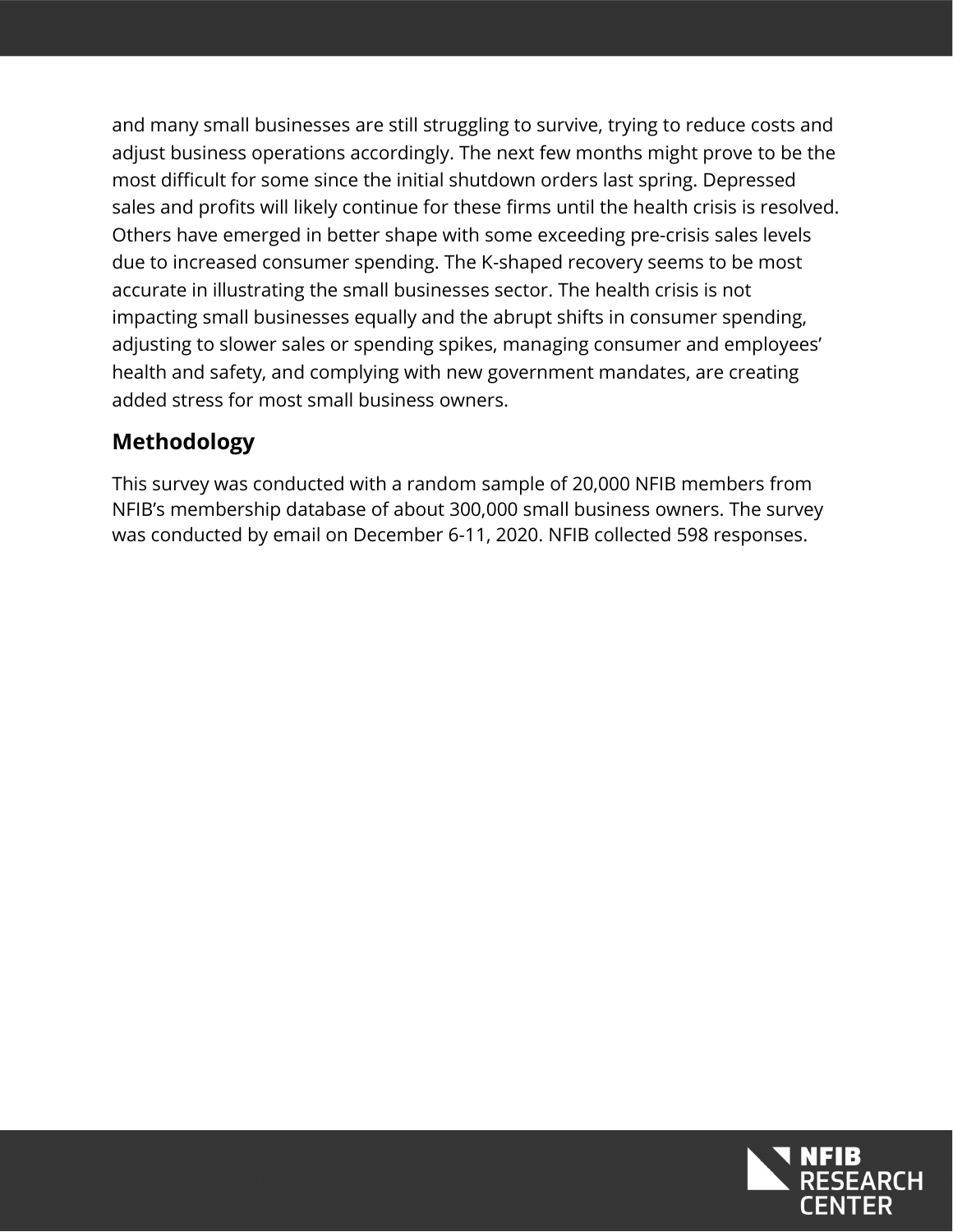and many small businesses are still struggling to survive, trying to reduce costs and adjust business operations accordingly. The next few months might prove to be the most difficult for some since the initial shutdown orders last spring. Depressed sales and profits will likely continue for these firms until the health crisis is resolved. Others have emerged in better shape with some exceeding pre-crisis sales levels due to increased consumer spending. The K-shaped recovery seems to be most accurate in illustrating the small businesses sector. The health crisis is not impacting small businesses equally and the abrupt shifts in consumer spending, adjusting to slower sales or spending spikes, managing consumer and employees' health and safety, and complying with new government mandates, are creating added stress for most small business owners.

## Methodology

This survey was conducted with a random sample of 20,000 NFIB members from NFIB's membership database of about 300,000 small business owners. The survey was conducted by email on December 6-11, 2020. NFIB collected 598 responses.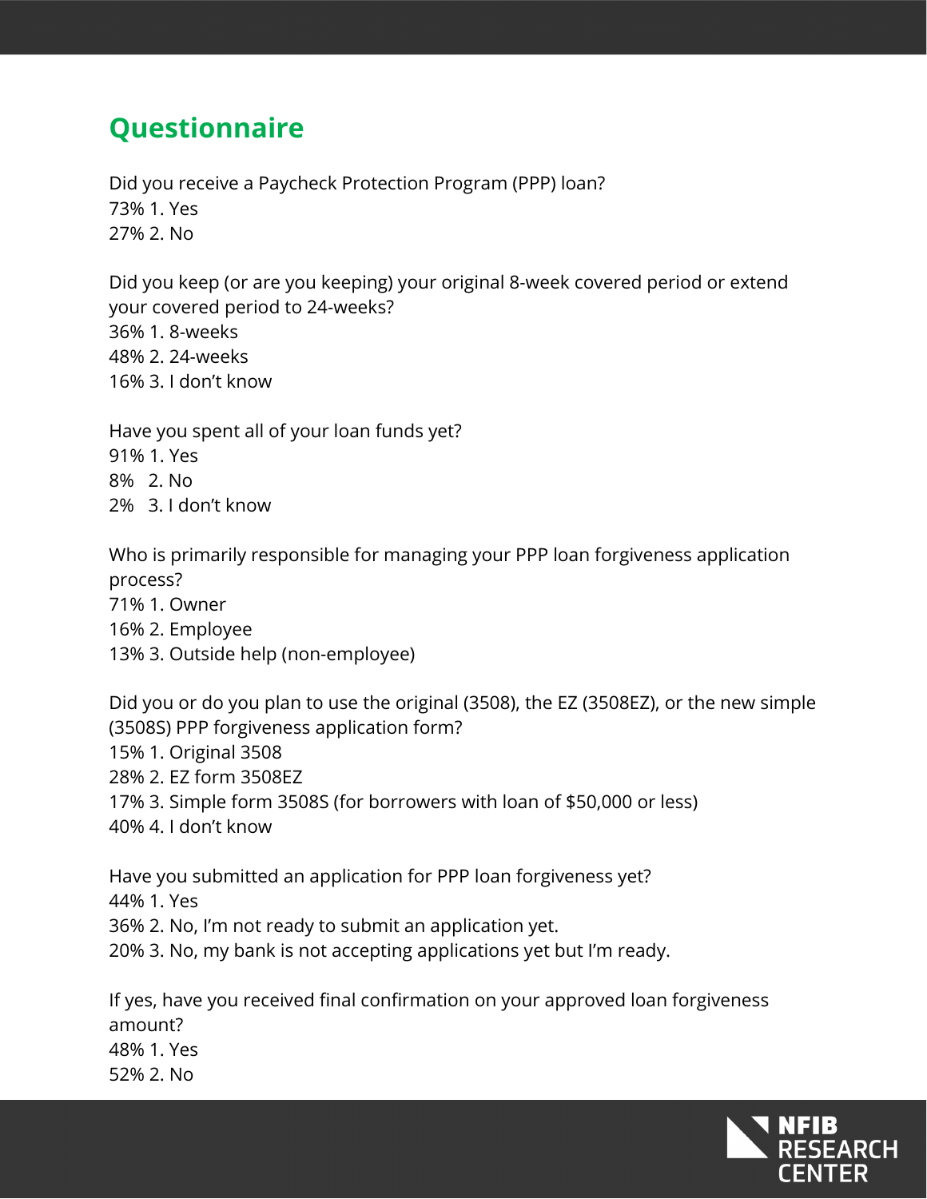## Questionnaire

Did you receive a Paycheck Protection Program (PPP) loan?
73% 1. Yes
27% 2. No

Did you keep (or are you keeping) your original 8-week covered period or extend your covered period to 24-weeks?
36% 1. 8-weeks
48% 2. 24-weeks
16% 3. I don't know

Have you spent all of your loan funds yet?
91% 1. Yes
8% 2. No
2% 3. I don't know

Who is primarily responsible for managing your PPP loan forgiveness application process?
71% 1. Owner
16% 2. Employee
13% 3. Outside help (non-employee)

Did you or do you plan to use the original (3508), the EZ (3508EZ), or the new simple (3508S) PPP forgiveness application form?
15% 1. Original 3508
28% 2. EZ form 3508EZ
17% 3. Simple form 3508S (for borrowers with loan of $50,000 or less)
40% 4. I don't know

Have you submitted an application for PPP loan forgiveness yet?
44% 1. Yes
36% 2. No, I'm not ready to submit an application yet.
20% 3. No, my bank is not accepting applications yet but I'm ready.

If yes, have you received final confirmation on your approved loan forgiveness amount?
48% 1. Yes
52% 2. No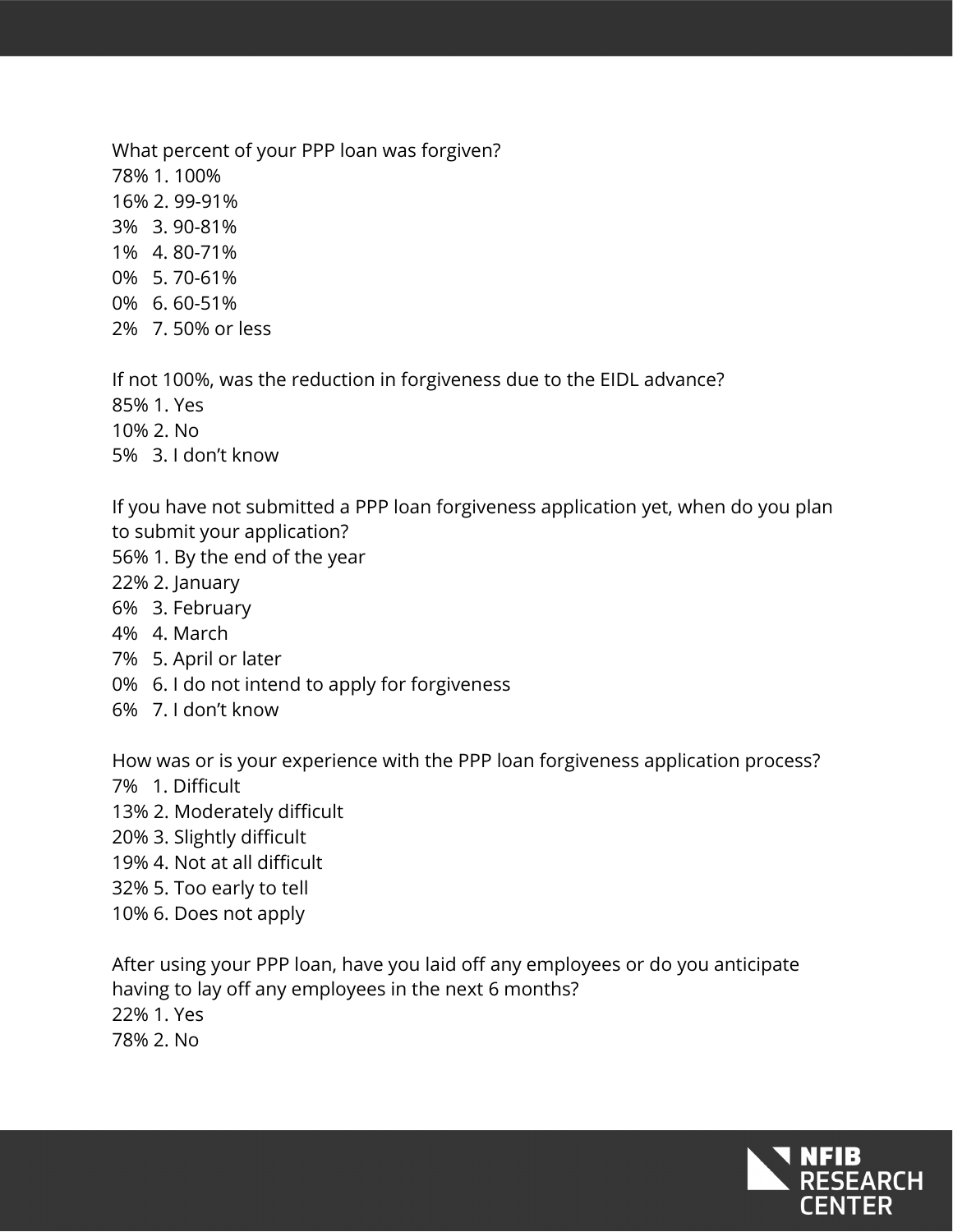What percent of your PPP loan was forgiven?
78% 1. 100%
16% 2. 99-91%
3% 3. 90-81%
1% 4. 80-71%
0% 5. 70-61%
0% 6. 60-51%
2% 7. 50% or less

If not 100%, was the reduction in forgiveness due to the EIDL advance?
85% 1. Yes
10% 2. No
5% 3. I don't know

If you have not submitted a PPP loan forgiveness application yet, when do you plan to submit your application?
56% 1. By the end of the year
22% 2. January
6% 3. February
4% 4. March
7% 5. April or later
0% 6. I do not intend to apply for forgiveness
6% 7. I don't know

How was or is your experience with the PPP loan forgiveness application process?
7% 1. Difficult
13% 2. Moderately difficult
20% 3. Slightly difficult
19% 4. Not at all difficult
32% 5. Too early to tell
10% 6. Does not apply

After using your PPP loan, have you laid off any employees or do you anticipate having to lay off any employees in the next 6 months?
22% 1. Yes
78% 2. No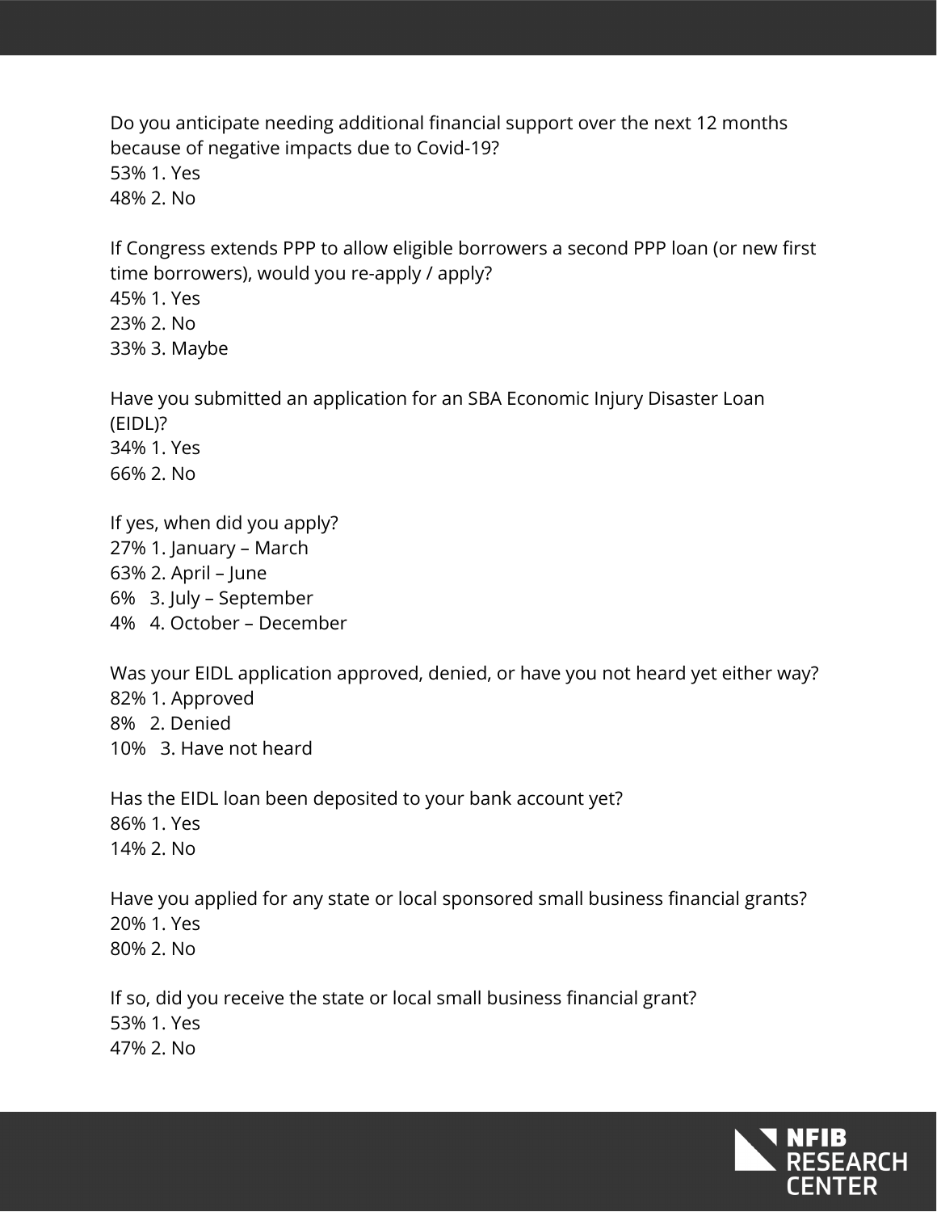Do you anticipate needing additional financial support over the next 12 months because of negative impacts due to Covid-19?
53% 1. Yes
48% 2. No

If Congress extends PPP to allow eligible borrowers a second PPP loan (or new first time borrowers), would you re-apply / apply?
45% 1. Yes
23% 2. No
33% 3. Maybe

Have you submitted an application for an SBA Economic Injury Disaster Loan (EIDL)?
34% 1. Yes
66% 2. No

If yes, when did you apply?
27% 1. January – March
63% 2. April – June
6% 3. July – September
4% 4. October – December

Was your EIDL application approved, denied, or have you not heard yet either way?
82% 1. Approved
8% 2. Denied
10% 3. Have not heard

Has the EIDL loan been deposited to your bank account yet?
86% 1. Yes
14% 2. No

Have you applied for any state or local sponsored small business financial grants?
20% 1. Yes
80% 2. No

If so, did you receive the state or local small business financial grant?
53% 1. Yes
47% 2. No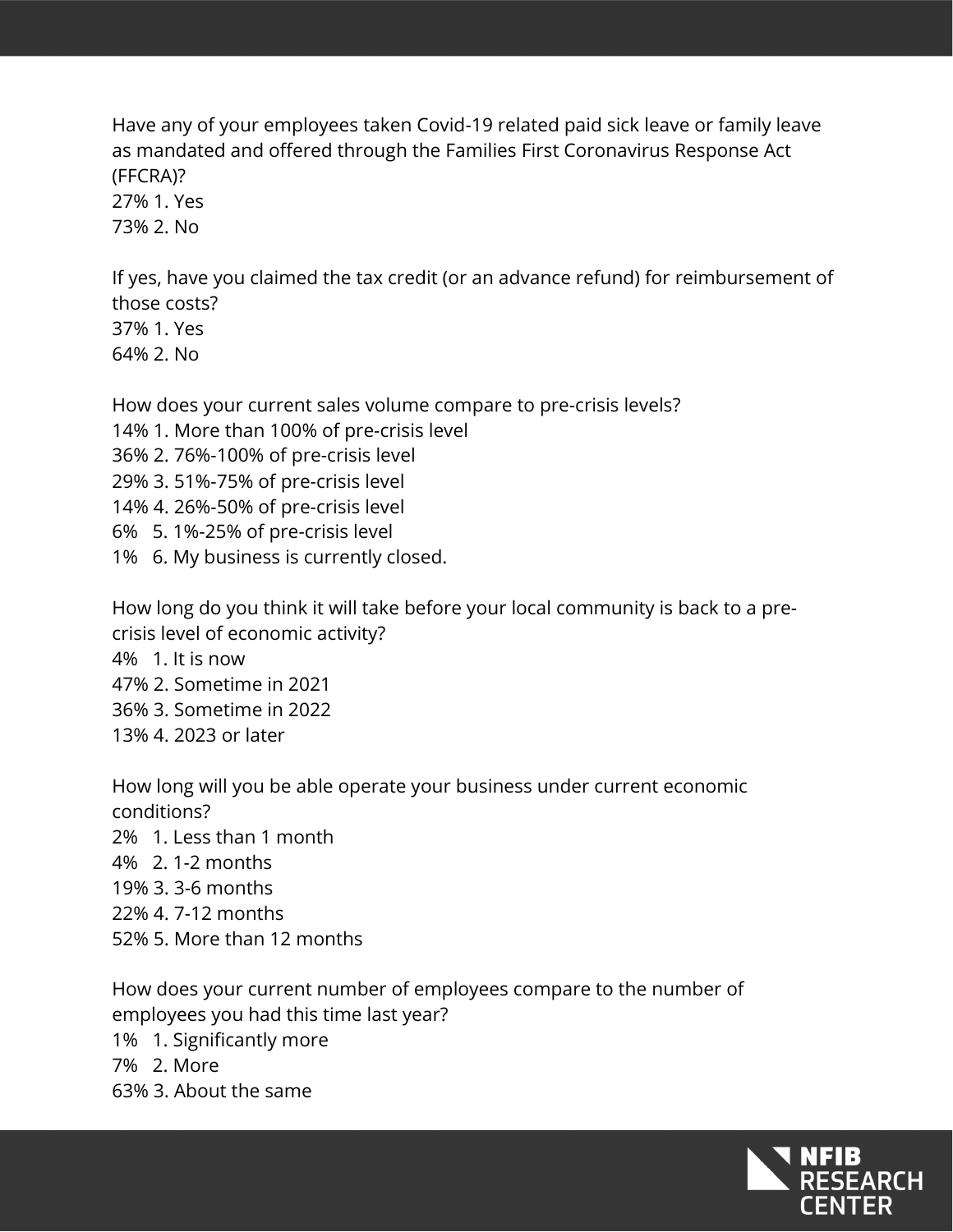Have any of your employees taken Covid-19 related paid sick leave or family leave as mandated and offered through the Families First Coronavirus Response Act (FFCRA)?

27% 1. Yes
73% 2. No

If yes, have you claimed the tax credit (or an advance refund) for reimbursement of those costs?

37% 1. Yes
64% 2. No

How does your current sales volume compare to pre-crisis levels?

14% 1. More than 100% of pre-crisis level
36% 2. 76%-100% of pre-crisis level
29% 3. 51%-75% of pre-crisis level
14% 4. 26%-50% of pre-crisis level
6% 5. 1%-25% of pre-crisis level
1% 6. My business is currently closed.

How long do you think it will take before your local community is back to a pre-crisis level of economic activity?

4% 1. It is now
47% 2. Sometime in 2021
36% 3. Sometime in 2022
13% 4. 2023 or later

How long will you be able operate your business under current economic conditions?

2% 1. Less than 1 month
4% 2. 1-2 months
19% 3. 3-6 months
22% 4. 7-12 months
52% 5. More than 12 months

How does your current number of employees compare to the number of employees you had this time last year?

1% 1. Significantly more
7% 2. More
63% 3. About the same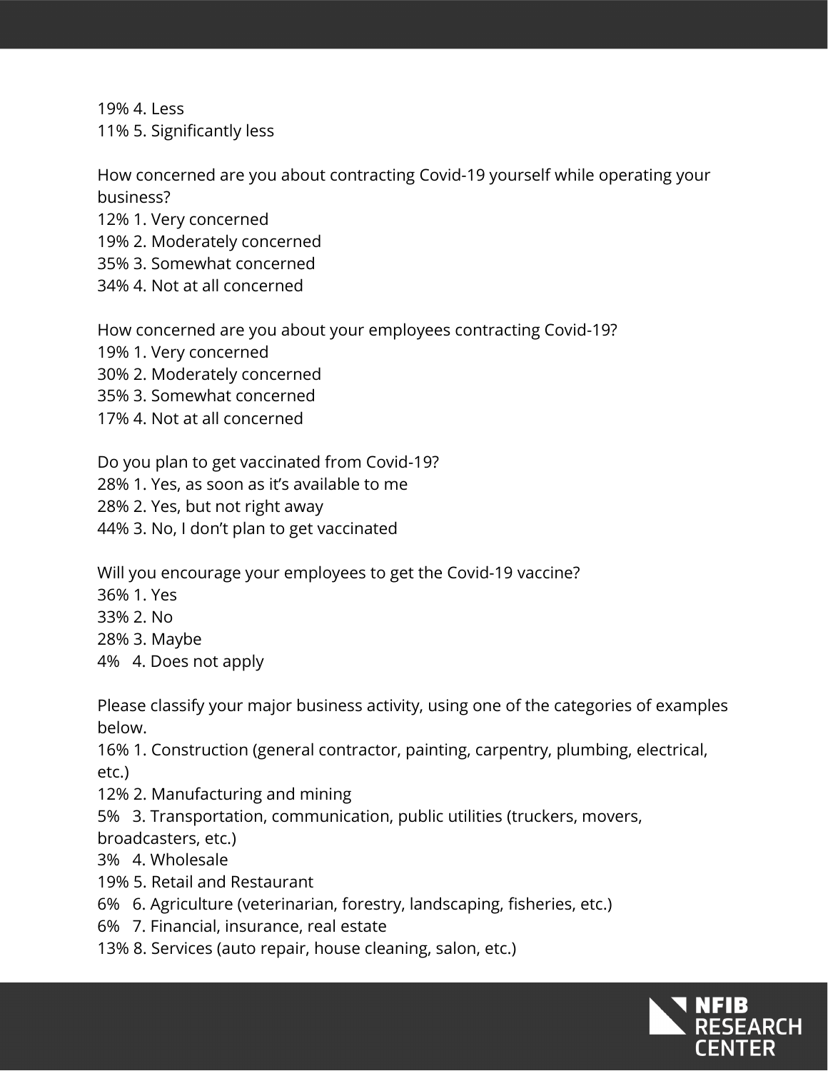19% 4. Less
11% 5. Significantly less

How concerned are you about contracting Covid-19 yourself while operating your business?
12% 1. Very concerned
19% 2. Moderately concerned
35% 3. Somewhat concerned
34% 4. Not at all concerned

How concerned are you about your employees contracting Covid-19?
19% 1. Very concerned
30% 2. Moderately concerned
35% 3. Somewhat concerned
17% 4. Not at all concerned

Do you plan to get vaccinated from Covid-19?
28% 1. Yes, as soon as it's available to me
28% 2. Yes, but not right away
44% 3. No, I don't plan to get vaccinated

Will you encourage your employees to get the Covid-19 vaccine?
36% 1. Yes
33% 2. No
28% 3. Maybe
4% 4. Does not apply

Please classify your major business activity, using one of the categories of examples below.
16% 1. Construction (general contractor, painting, carpentry, plumbing, electrical, etc.)
12% 2. Manufacturing and mining
5% 3. Transportation, communication, public utilities (truckers, movers, broadcasters, etc.)
3% 4. Wholesale
19% 5. Retail and Restaurant
6% 6. Agriculture (veterinarian, forestry, landscaping, fisheries, etc.)
6% 7. Financial, insurance, real estate
13% 8. Services (auto repair, house cleaning, salon, etc.)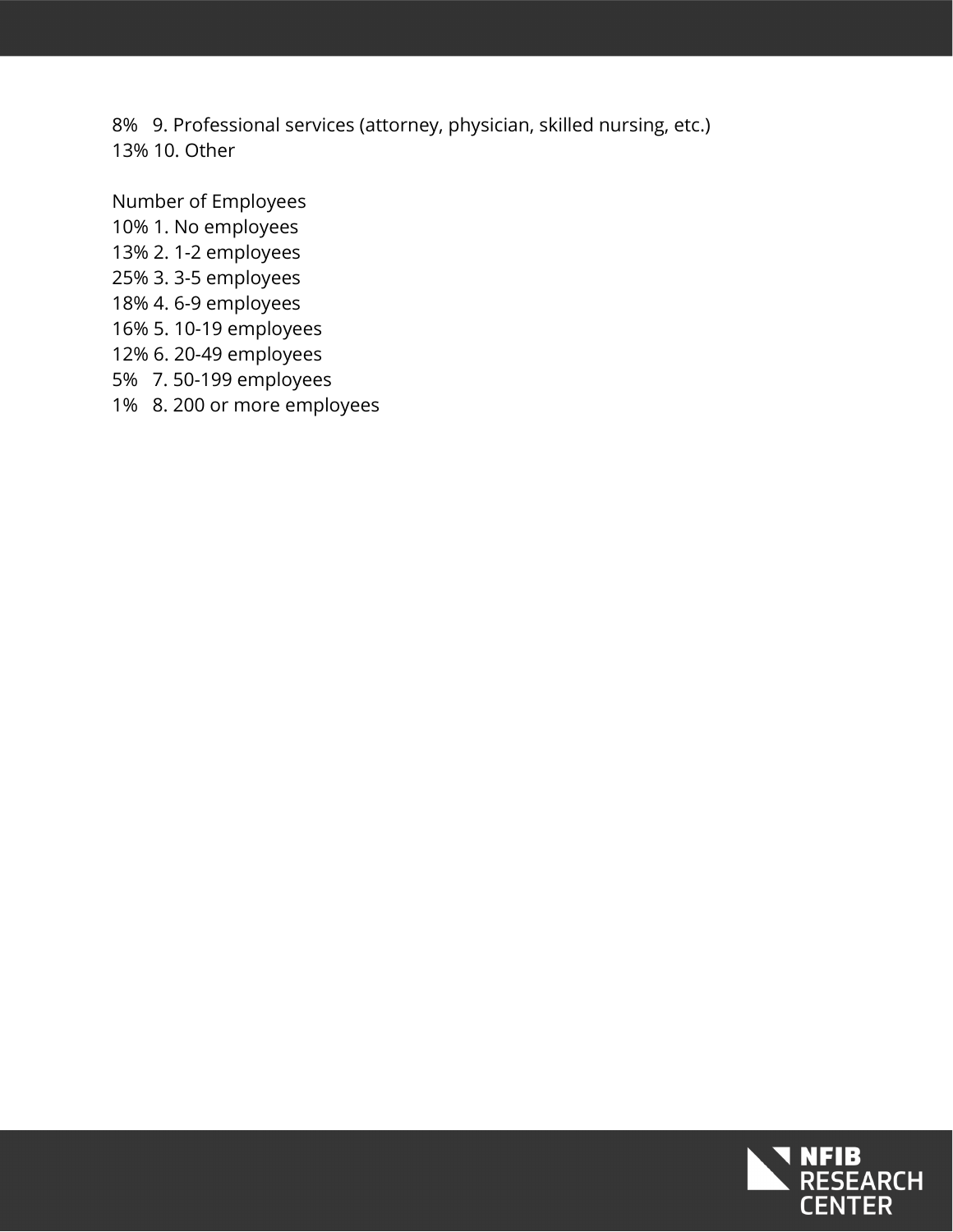8% 9. Professional services (attorney, physician, skilled nursing, etc.)
13% 10. Other

Number of Employees
10% 1. No employees
13% 2. 1-2 employees
25% 3. 3-5 employees
18% 4. 6-9 employees
16% 5. 10-19 employees
12% 6. 20-49 employees
5% 7. 50-199 employees
1% 8. 200 or more employees